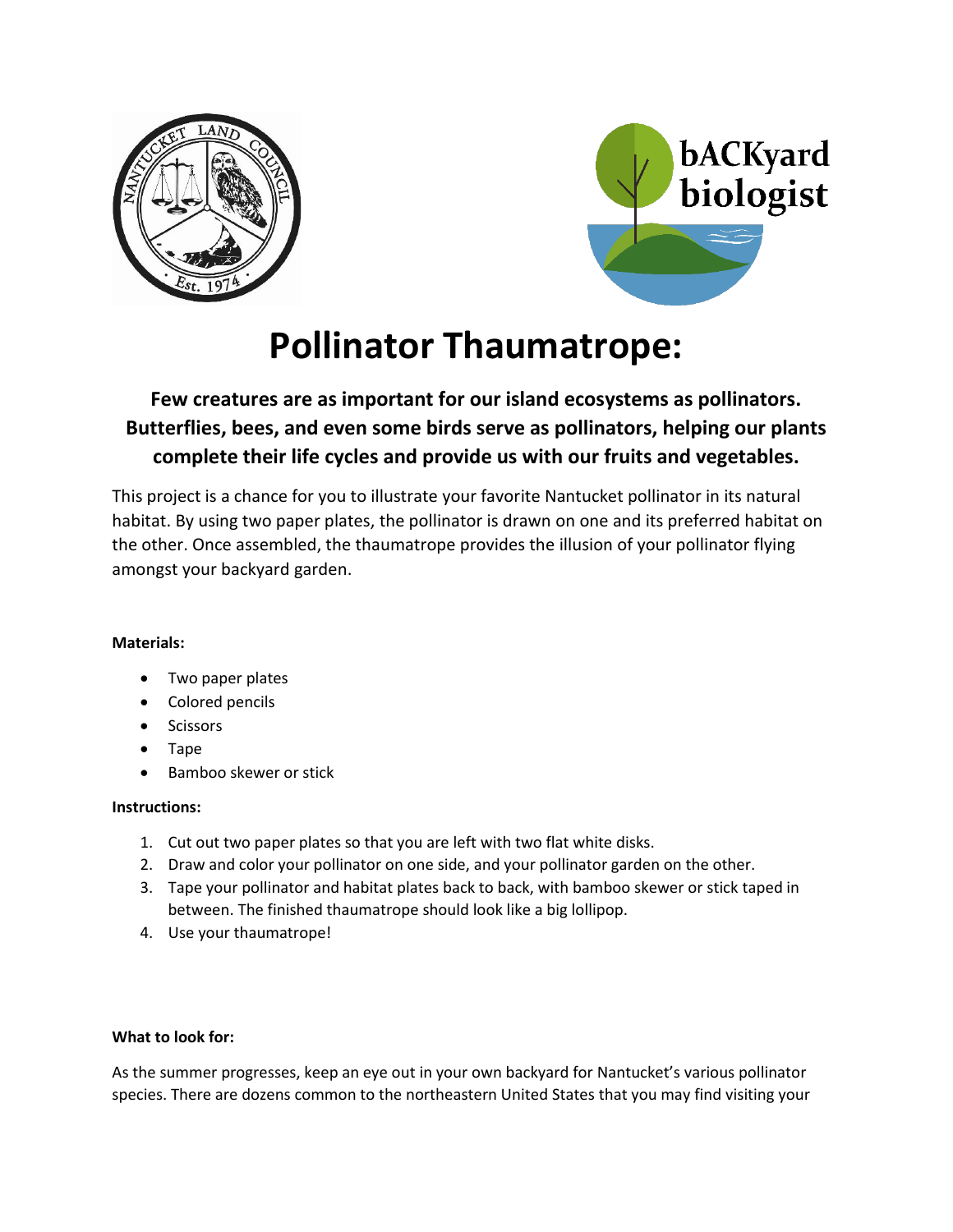# Pollinator Thaumatrope:

**Few creatures are as important for our island ecosystems as pollinators. Butterflies, bees, and even some birds serve as pollinators, helping our plants complete their life cycles and provide us with our fruits and vegetables.**

This project is a chance for you to illustrate your favorite Nantucket pollinator in its natural habitat. By using two paper plates, the pollinator is drawn on one and its preferred habitat on the other. Once assembled, the thaumatrope provides the illusion of your pollinator flying amongst your backyard garden.

**Materials:**

- Two paper plates
- Colored pencils
- Scissors
- Tape
- Bamboo skewer or stick

**Instructions:**

1. Cut out two paper plates so that you are left with two flat white disks.
2. Draw and color your pollinator on one side, and your pollinator garden on the other.
3. Tape your pollinator and habitat plates back to back, with bamboo skewer or stick taped in between. The finished thaumatrope should look like a big lollipop.
4. Use your thaumatrope!

**What to look for:**

As the summer progresses, keep an eye out in your own backyard for Nantucket's various pollinator species. There are dozens common to the northeastern United States that you may find visiting your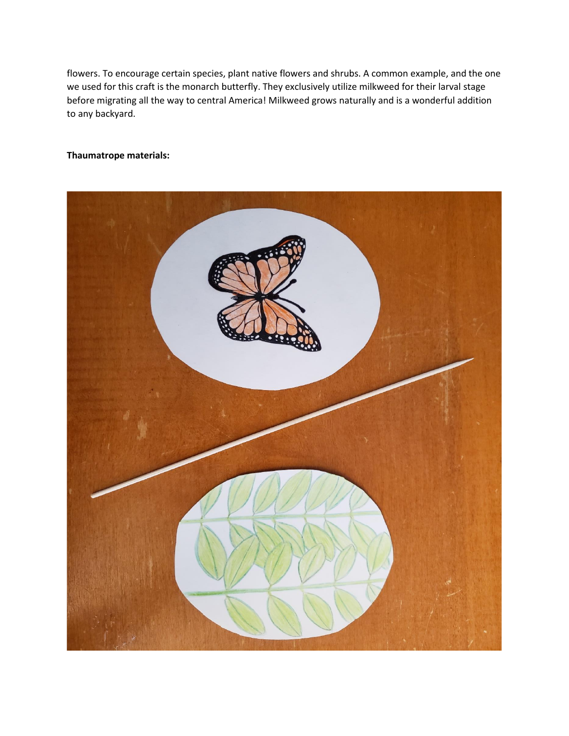flowers. To encourage certain species, plant native flowers and shrubs. A common example, and the one we used for this craft is the monarch butterfly. They exclusively utilize milkweed for their larval stage before migrating all the way to central America! Milkweed grows naturally and is a wonderful addition to any backyard.

**Thaumatrope materials:**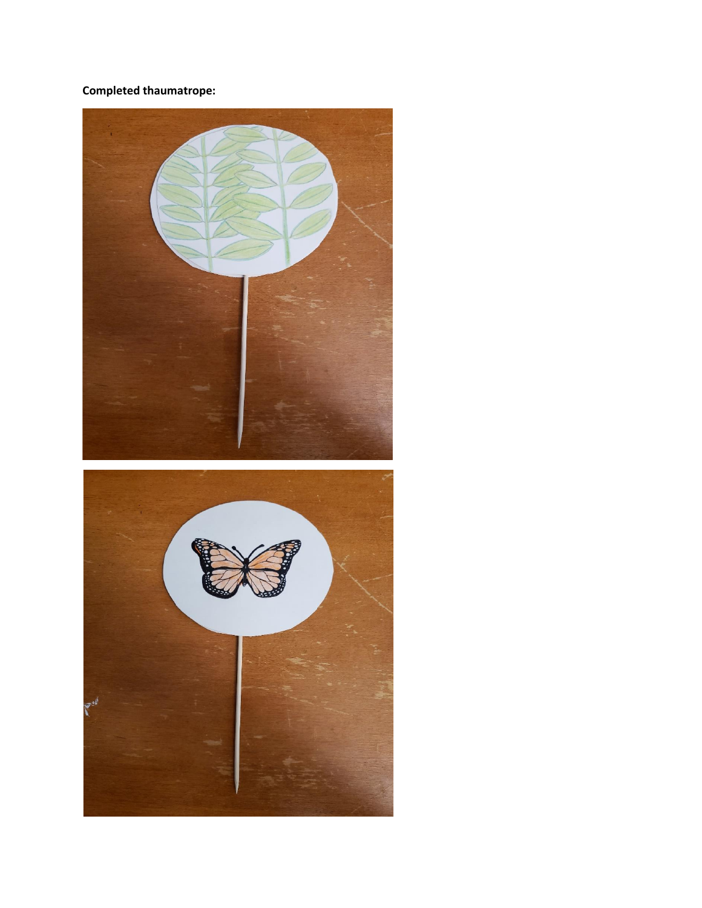**Completed thaumatrope:**